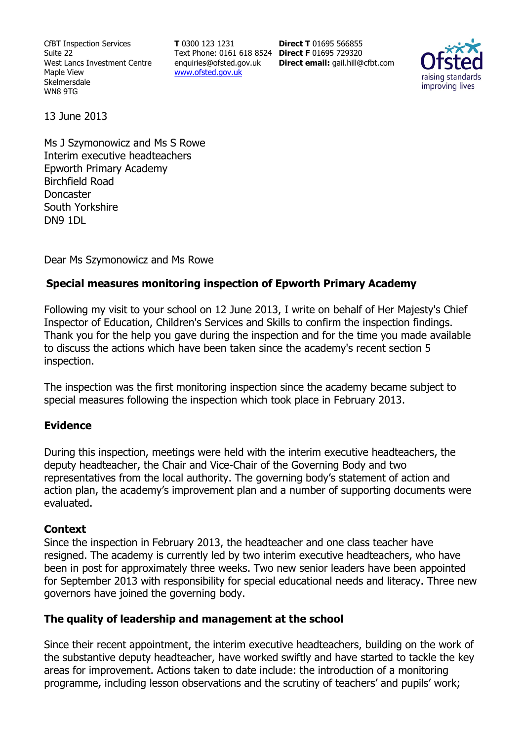CfBT Inspection Services
Suite 22
West Lancs Investment Centre
Maple View
Skelmersdale
WN8 9TG

**T** 0300 123 1231
Text Phone: 0161 618 8524
enquiries@ofsted.gov.uk
www.ofsted.gov.uk

**Direct T** 01695 566855
**Direct F** 01695 729320
**Direct email:** gail.hill@cfbt.com

13 June 2013

Ms J Szymonowicz and Ms S Rowe
Interim executive headteachers
Epworth Primary Academy
Birchfield Road
Doncaster
South Yorkshire
DN9 1DL

Dear Ms Szymonowicz and Ms Rowe

**Special measures monitoring inspection of Epworth Primary Academy**

Following my visit to your school on 12 June 2013, I write on behalf of Her Majesty's Chief Inspector of Education, Children's Services and Skills to confirm the inspection findings. Thank you for the help you gave during the inspection and for the time you made available to discuss the actions which have been taken since the academy's recent section 5 inspection.

The inspection was the first monitoring inspection since the academy became subject to special measures following the inspection which took place in February 2013.

## Evidence

During this inspection, meetings were held with the interim executive headteachers, the deputy headteacher, the Chair and Vice-Chair of the Governing Body and two representatives from the local authority. The governing body's statement of action and action plan, the academy's improvement plan and a number of supporting documents were evaluated.

## Context

Since the inspection in February 2013, the headteacher and one class teacher have resigned. The academy is currently led by two interim executive headteachers, who have been in post for approximately three weeks. Two new senior leaders have been appointed for September 2013 with responsibility for special educational needs and literacy. Three new governors have joined the governing body.

## The quality of leadership and management at the school

Since their recent appointment, the interim executive headteachers, building on the work of the substantive deputy headteacher, have worked swiftly and have started to tackle the key areas for improvement. Actions taken to date include: the introduction of a monitoring programme, including lesson observations and the scrutiny of teachers' and pupils' work;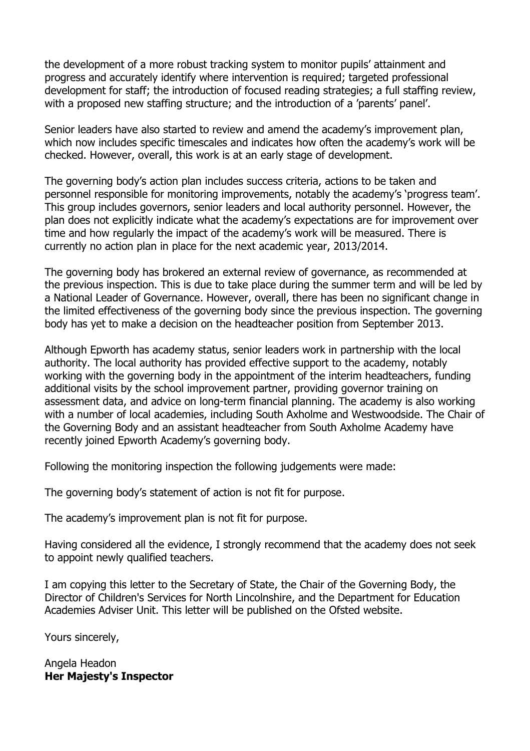the development of a more robust tracking system to monitor pupils' attainment and progress and accurately identify where intervention is required; targeted professional development for staff; the introduction of focused reading strategies; a full staffing review, with a proposed new staffing structure; and the introduction of a 'parents' panel'.

Senior leaders have also started to review and amend the academy's improvement plan, which now includes specific timescales and indicates how often the academy's work will be checked. However, overall, this work is at an early stage of development.

The governing body's action plan includes success criteria, actions to be taken and personnel responsible for monitoring improvements, notably the academy's 'progress team'. This group includes governors, senior leaders and local authority personnel. However, the plan does not explicitly indicate what the academy's expectations are for improvement over time and how regularly the impact of the academy's work will be measured. There is currently no action plan in place for the next academic year, 2013/2014.

The governing body has brokered an external review of governance, as recommended at the previous inspection. This is due to take place during the summer term and will be led by a National Leader of Governance. However, overall, there has been no significant change in the limited effectiveness of the governing body since the previous inspection. The governing body has yet to make a decision on the headteacher position from September 2013.

Although Epworth has academy status, senior leaders work in partnership with the local authority. The local authority has provided effective support to the academy, notably working with the governing body in the appointment of the interim headteachers, funding additional visits by the school improvement partner, providing governor training on assessment data, and advice on long-term financial planning. The academy is also working with a number of local academies, including South Axholme and Westwoodside. The Chair of the Governing Body and an assistant headteacher from South Axholme Academy have recently joined Epworth Academy's governing body.

Following the monitoring inspection the following judgements were made:

The governing body's statement of action is not fit for purpose.

The academy's improvement plan is not fit for purpose.

Having considered all the evidence, I strongly recommend that the academy does not seek to appoint newly qualified teachers.

I am copying this letter to the Secretary of State, the Chair of the Governing Body, the Director of Children's Services for North Lincolnshire, and the Department for Education Academies Adviser Unit. This letter will be published on the Ofsted website.

Yours sincerely,

Angela Headon
**Her Majesty's Inspector**